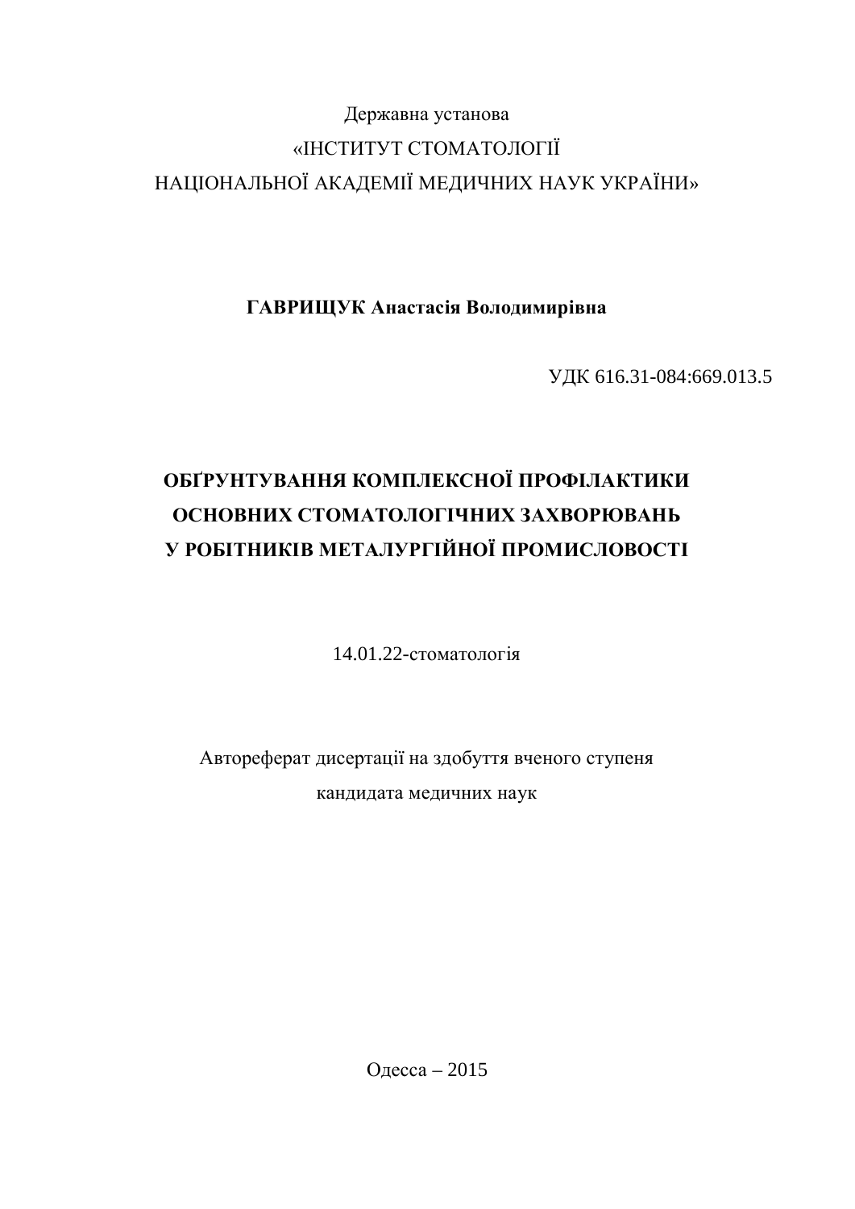Державна установа

«ІНСТИТУТ СТОМАТОЛОГІЇ

НАЦІОНАЛЬНОЇ АКАДЕМІЇ МЕДИЧНИХ НАУК УКРАЇНИ»

**ГАВРИЩУК Анастасія Володимирівна**

УДК 616.31-084:669.013.5

# ОБҐРУНТУВАННЯ КОМПЛЕКСНОЇ ПРОФІЛАКТИКИ ОСНОВНИХ СТОМАТОЛОГІЧНИХ ЗАХВОРЮВАНЬ У РОБІТНИКІВ МЕТАЛУРГІЙНОЇ ПРОМИСЛОВОСТІ

14.01.22-стоматологія

Автореферат дисертації на здобуття вченого ступеня

кандидата медичних наук

Одесса – 2015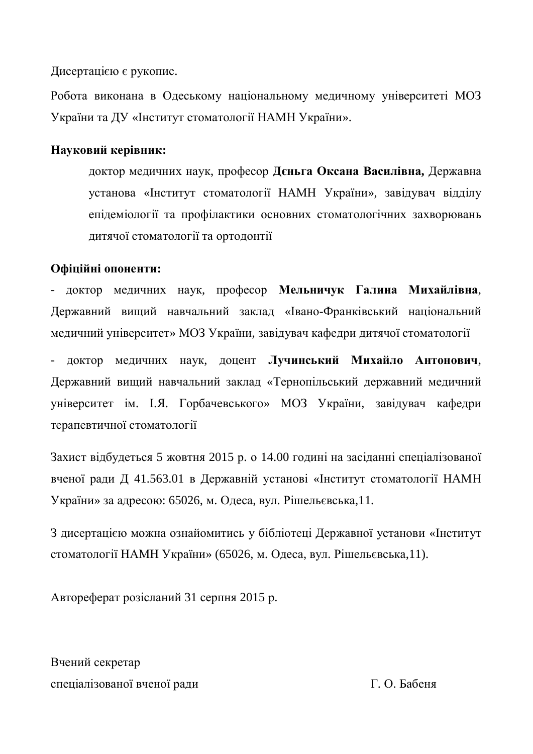Дисертацією є рукопис.

Робота виконана в Одеському національному медичному університеті МОЗ України та ДУ «Інститут стоматології НАМН України».

**Науковий керівник:**

доктор медичних наук, професор **Дєньга Оксана Василівна,** Державна установа «Інститут стоматології НАМН України», завідувач відділу епідеміології та профілактики основних стоматологічних захворювань дитячої стоматології та ортодонтії

**Офіційні опоненти:**

- доктор медичних наук, професор **Мельничук Галина Михайлівна**, Державний вищий навчальний заклад «Івано-Франківський національний медичний університет» МОЗ України, завідувач кафедри дитячої стоматології

- доктор медичних наук, доцент **Лучинський Михайло Антонович**, Державний вищий навчальний заклад «Тернопільський державний медичний університет ім. І.Я. Горбачевського» МОЗ України, завідувач кафедри терапевтичної стоматології

Захист відбудеться 5 жовтня 2015 р. о 14.00 годині на засіданні спеціалізованої вченої ради Д 41.563.01 в Державній установі «Інститут стоматології НАМН України» за адресою: 65026, м. Одеса, вул. Рішельєвська,11.

З дисертацією можна ознайомитись у бібліотеці Державної установи «Інститут стоматології НАМН України» (65026, м. Одеса, вул. Рішельєвська,11).

Автореферат розісланий 31 серпня 2015 р.

Вчений секретар
спеціалізованої вченої ради Г. О. Бабеня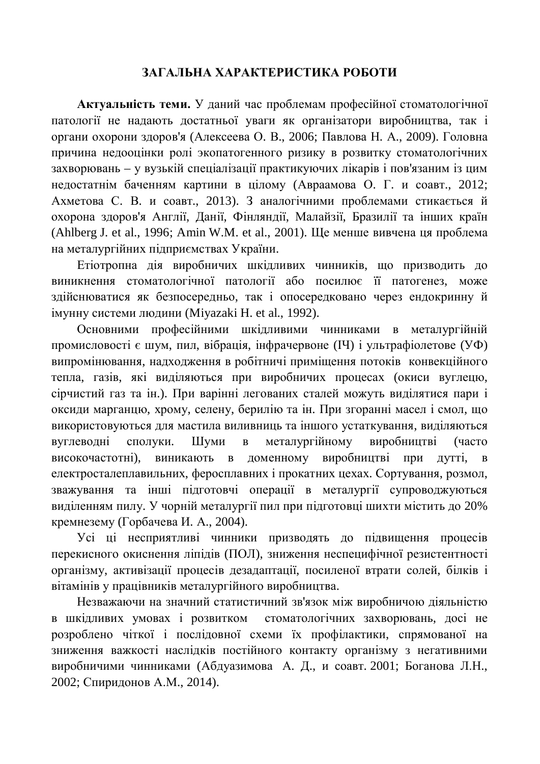## ЗАГАЛЬНА ХАРАКТЕРИСТИКА РОБОТИ

**Актуальність теми.** У даний час проблемам професійної стоматологічної патології не надають достатньої уваги як організатори виробництва, так і органи охорони здоров'я (Алексеева О. В., 2006; Павлова Н. А., 2009). Головна причина недооцінки ролі экопатогенного ризику в розвитку стоматологічних захворювань – у вузькій спеціалізації практикуючих лікарів і пов'язаним із цим недостатнім баченням картини в цілому (Авраамова О. Г. и соавт., 2012; Ахметова С. В. и соавт., 2013). З аналогічними проблемами стикається й охорона здоров'я Англії, Данії, Фінляндії, Малайзії, Бразилії та інших країн (Ahlberg J. et al., 1996; Amin W.M. et al., 2001). Ще менше вивчена ця проблема на металургійних підприємствах України.

Етіотропна дія виробничих шкідливих чинників, що призводить до виникнення стоматологічної патології або посилює її патогенез, може здійснюватися як безпосередньо, так і опосередковано через ендокринну й імунну системи людини (Miyazaki H. et al., 1992).

Основними професійними шкідливими чинниками в металургійній промисловості є шум, пил, вібрація, інфрачервоне (ІЧ) і ультрафіолетове (УФ) випромінювання, надходження в робітничі приміщення потоків конвекційного тепла, газів, які виділяються при виробничих процесах (окиси вуглецю, сірчистий газ та ін.). При варінні легованих сталей можуть виділятися пари і оксиди марганцю, хрому, селену, берилію та ін. При згоранні масел і смол, що використовуються для мастила виливниць та іншого устаткування, виділяються вуглеводні сполуки. Шуми в металургійному виробництві (часто високочастотні), виникають в доменному виробництві при дутті, в електросталеплавильних, феросплавних і прокатних цехах. Сортування, розмол, зважування та інші підготовчі операції в металургії супроводжуються виділенням пилу. У чорній металургії пил при підготовці шихти містить до 20% кремнезему (Горбачева И. А., 2004).

Усі ці несприятливі чинники призводять до підвищення процесів перекисного окиснення ліпідів (ПОЛ), зниження неспецифічної резистентності організму, активізації процесів дезадаптації, посиленої втрати солей, білків і вітамінів у працівників металургійного виробництва.

Незважаючи на значний статистичний зв'язок між виробничою діяльністю в шкідливих умовах і розвитком стоматологічних захворювань, досі не розроблено чіткої і послідовної схеми їх профілактики, спрямованої на зниження важкості наслідків постійного контакту організму з негативними виробничими чинниками (Абдуазимова А. Д., и соавт. 2001; Боганова Л.Н., 2002; Спиридонов А.М., 2014).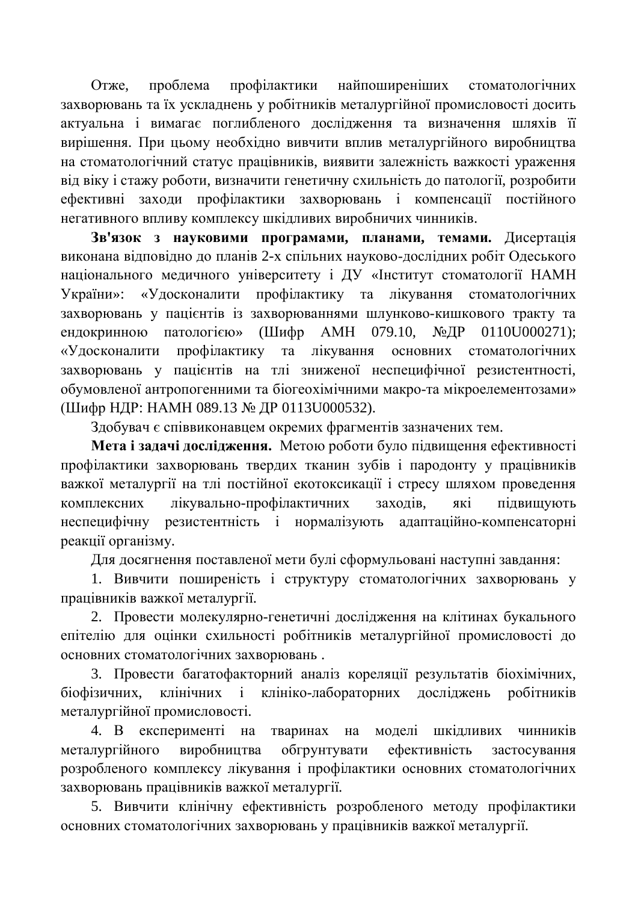Отже, проблема профілактики найпоширеніших стоматологічних захворювань та їх ускладнень у робітників металургійної промисловості досить актуальна і вимагає поглибленого дослідження та визначення шляхів її вирішення. При цьому необхідно вивчити вплив металургійного виробництва на стоматологічний статус працівників, виявити залежність важкості ураження від віку і стажу роботи, визначити генетичну схильність до патології, розробити ефективні заходи профілактики захворювань і компенсації постійного негативного впливу комплексу шкідливих виробничих чинників.

**Зв'язок з науковими програмами, планами, темами.** Дисертація виконана відповідно до планів 2-х спільних науково-дослідних робіт Одеського національного медичного університету і ДУ «Інститут стоматології НАМН України»: «Удосконалити профілактику та лікування стоматологічних захворювань у пацієнтів із захворюваннями шлунково-кишкового тракту та ендокринною патологією» (Шифр АМН 079.10, №ДР 0110U000271); «Удосконалити профілактику та лікування основних стоматологічних захворювань у пацієнтів на тлі зниженої неспецифічної резистентності, обумовленої антропогенними та біогеохімічними макро-та мікроелементозами» (Шифр НДР: НАМН 089.13 № ДР 0113U000532).

Здобувач є співвиконавцем окремих фрагментів зазначених тем.

**Мета і задачі дослідження.** Метою роботи було підвищення ефективності профілактики захворювань твердих тканин зубів і пародонту у працівників важкої металургії на тлі постійної екотоксикації і стресу шляхом проведення комплексних лікувально-профілактичних заходів, які підвищують неспецифічну резистентність і нормалізують адаптаційно-компенсаторні реакції організму.

Для досягнення поставленої мети булі сформульовані наступні завдання:

1. Вивчити поширеність і структуру стоматологічних захворювань у працівників важкої металургії.
2. Провести молекулярно-генетичні дослідження на клітинах букального епітелію для оцінки схильності робітників металургійної промисловості до основних стоматологічних захворювань .
3. Провести багатофакторний аналіз кореляції результатів біохімічних, біофізичних, клінічних і клініко-лабораторних досліджень робітників металургійної промисловості.
4. В експерименті на тваринах на моделі шкідливих чинників металургійного виробництва обгрунтувати ефективність застосування розробленого комплексу лікування і профілактики основних стоматологічних захворювань працівників важкої металургії.
5. Вивчити клінічну ефективність розробленого методу профілактики основних стоматологічних захворювань у працівників важкої металургії.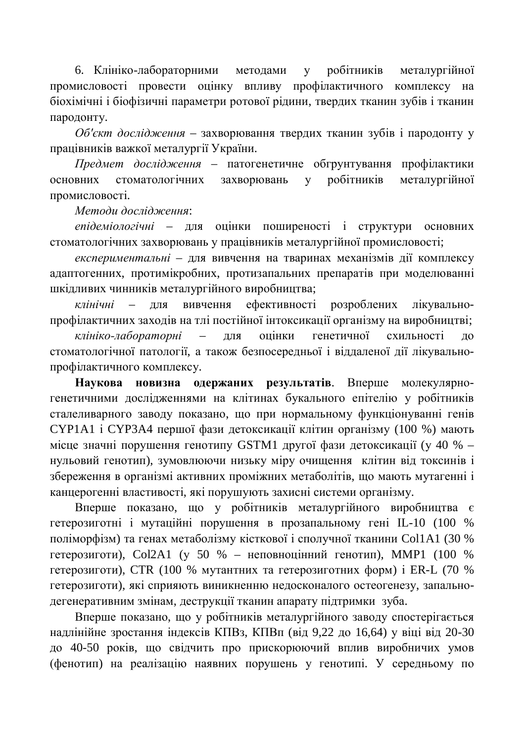6. Клініко-лабораторними методами у робітників металургійної промисловості провести оцінку впливу профілактичного комплексу на біохімічні і біофізичні параметри ротової рідини, твердих тканин зубів і тканин пародонту.

*Об'єкт дослідження* – захворювання твердих тканин зубів і пародонту у працівників важкої металургії України.

*Предмет дослідження* – патогенетичне обгрунтування профілактики основних стоматологічних захворювань у робітників металургійної промисловості.

*Методи дослідження*:

*епідеміологічні* – для оцінки поширеності і структури основних стоматологічних захворювань у працівників металургійної промисловості;

*експериментальні* – для вивчення на тваринах механізмів дії комплексу адаптогенних, протимікробних, протизапальних препаратів при моделюванні шкідливих чинників металургійного виробництва;

*клінічні* – для вивчення ефективності розроблених лікувально-профілактичних заходів на тлі постійної інтоксикації організму на виробництві;

*клініко-лабораторні* – для оцінки генетичної схильності до стоматологічної патології, а також безпосередньої і віддаленої дії лікувально-профілактичного комплексу.

**Наукова новизна одержаних результатів**. Вперше молекулярно-генетичними дослідженнями на клітинах букального епітелію у робітників сталеливарного заводу показано, що при нормальному функціонуванні генів CYP1A1 і CYP3A4 першої фази детоксикації клітин організму (100 %) мають місце значні порушення генотипу GSTM1 другої фази детоксикації (у 40 % – нульовий генотип), зумовлюючи низьку міру очищення клітин від токсинів і збереження в організмі активних проміжних метаболітів, що мають мутагенні і канцерогенні властивості, які порушують захисні системи організму.

Вперше показано, що у робітників металургійного виробництва є гетерозиготні і мутаційні порушення в прозапальному гені IL-10 (100 % поліморфізм) та генах метаболізму кісткової і сполучної тканини Col1A1 (30 % гетерозиготи), Col2A1 (у 50 % – неповноцінний генотип), MMP1 (100 % гетерозиготи), CTR (100 % мутантних та гетерозиготних форм) і ER-L (70 % гетерозиготи), які сприяють виникненню недосконалого остеогенезу, запально-дегенеративним змінам, деструкції тканин апарату підтримки зуба.

Вперше показано, що у робітників металургійного заводу спостерігається надлінійне зростання індексів КПВз, КПВп (від 9,22 до 16,64) у віці від 20-30 до 40-50 років, що свідчить про прискорюючий вплив виробничих умов (фенотип) на реалізацію наявних порушень у генотипі. У середньому по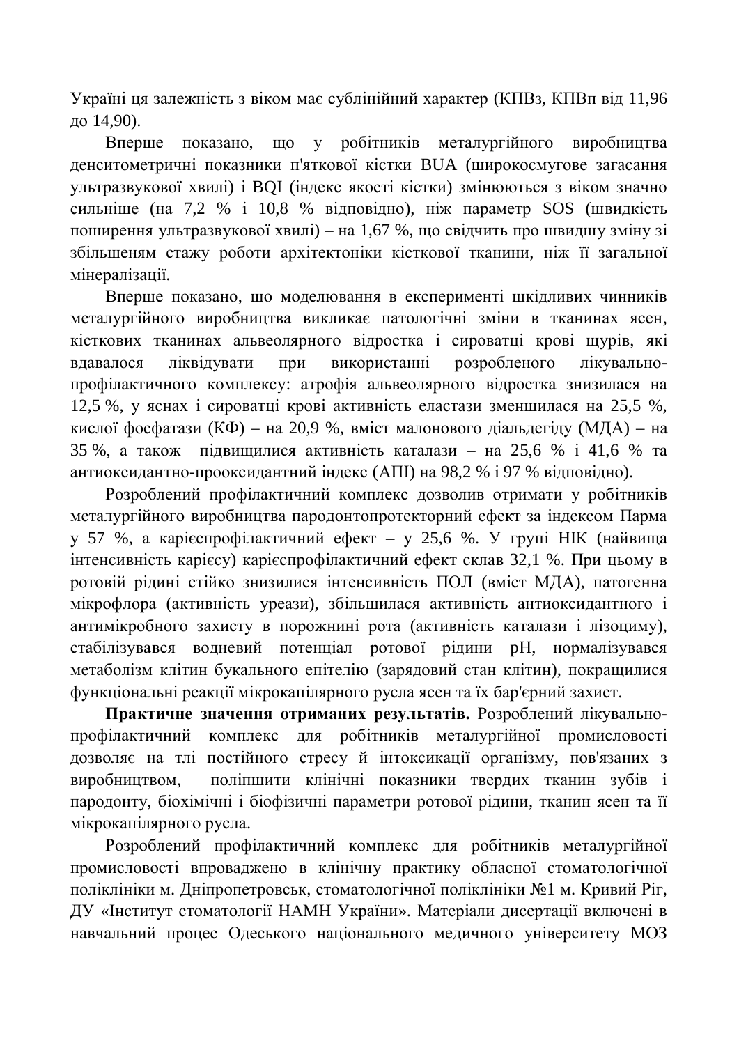Україні ця залежність з віком має сублінійний характер (КПВз, КПВп від 11,96 до 14,90).

Вперше показано, що у робітників металургійного виробництва денситометричні показники п'яткової кістки BUA (широкосмугове загасання ультразвукової хвилі) і BQI (індекс якості кістки) змінюються з віком значно сильніше (на 7,2 % і 10,8 % відповідно), ніж параметр SOS (швидкість поширення ультразвукової хвилі) – на 1,67 %, що свідчить про швидшу зміну зі збільшенням стажу роботи архітектоніки кісткової тканини, ніж її загальної мінералізації.

Вперше показано, що моделювання в експерименті шкідливих чинників металургійного виробництва викликає патологічні зміни в тканинах ясен, кісткових тканинах альвеолярного відростка і сироватці крові щурів, які вдавалося ліквідувати при використанні розробленого лікувально-профілактичного комплексу: атрофія альвеолярного відростка знизилася на 12,5 %, у яснах і сироватці крові активність еластази зменшилася на 25,5 %, кислої фосфатази (КФ) – на 20,9 %, вміст малонового діальдегіду (МДА) – на 35 %, а також підвищилися активність каталази – на 25,6 % і 41,6 % та антиоксидантно-прооксидантний індекс (АПІ) на 98,2 % і 97 % відповідно).

Розроблений профілактичний комплекс дозволив отримати у робітників металургійного виробництва пародонтопротекторний ефект за індексом Парма у 57 %, а карієспрофілактичний ефект – у 25,6 %. У групі НІК (найвища інтенсивність карієсу) карієспрофілактичний ефект склав 32,1 %. При цьому в ротовій рідині стійко знизилися інтенсивність ПОЛ (вміст МДА), патогенна мікрофлора (активність уреази), збільшилася активність антиоксидантного і антимікробного захисту в порожнині рота (активність каталази і лізоциму), стабілізувався водневий потенціал ротової рідини pH, нормалізувався метаболізм клітин букального епітелію (зарядовий стан клітин), покращилися функціональні реакції мікрокапілярного русла ясен та їх бар'єрний захист.

**Практичне значення отриманих результатів.** Розроблений лікувально-профілактичний комплекс для робітників металургійної промисловості дозволяє на тлі постійного стресу й інтоксикації організму, пов'язаних з виробництвом, поліпшити клінічні показники твердих тканин зубів і пародонту, біохімічні і біофізичні параметри ротової рідини, тканин ясен та її мікрокапілярного русла.

Розроблений профілактичний комплекс для робітників металургійної промисловості впроваджено в клінічну практику обласної стоматологічної поліклініки м. Дніпропетровськ, стоматологічної поліклініки №1 м. Кривий Ріг, ДУ «Інститут стоматології НАМН України». Матеріали дисертації включені в навчальний процес Одеського національного медичного університету МОЗ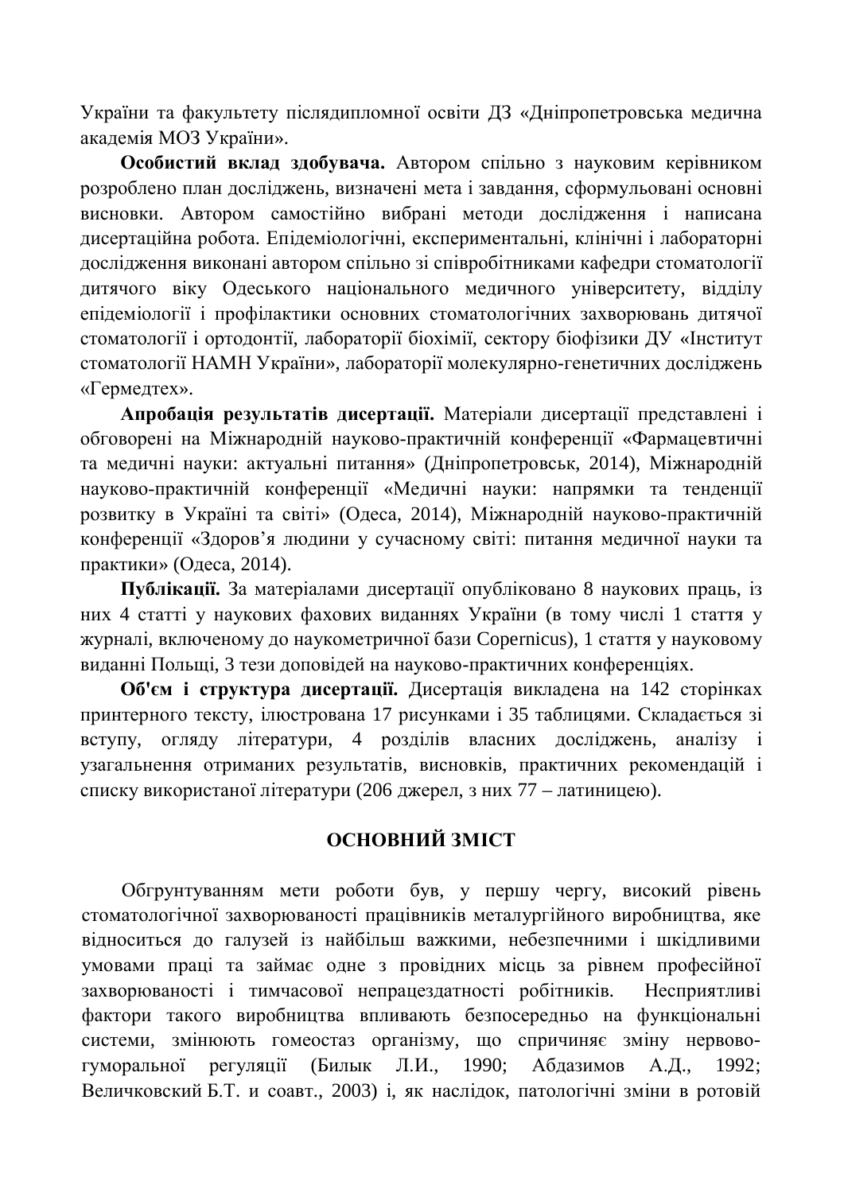України та факультету післядипломної освіти ДЗ «Дніпропетровська медична академія МОЗ України».

**Особистий вклад здобувача.** Автором спільно з науковим керівником розроблено план досліджень, визначені мета і завдання, сформульовані основні висновки. Автором самостійно вибрані методи дослідження і написана дисертаційна робота. Епідеміологічні, експериментальні, клінічні і лабораторні дослідження виконані автором спільно зі співробітниками кафедри стоматології дитячого віку Одеського національного медичного університету, відділу епідеміології і профілактики основних стоматологічних захворювань дитячої стоматології і ортодонтії, лабораторії біохімії, сектору біофізики ДУ «Інститут стоматології НАМН України», лабораторії молекулярно-генетичних досліджень «Гермедтех».

**Апробація результатів дисертації.** Матеріали дисертації представлені і обговорені на Міжнародній науково-практичній конференції «Фармацевтичні та медичні науки: актуальні питання» (Дніпропетровськ, 2014), Міжнародній науково-практичній конференції «Медичні науки: напрямки та тенденції розвитку в Україні та світі» (Одеса, 2014), Міжнародній науково-практичній конференції «Здоров'я людини у сучасному світі: питання медичної науки та практики» (Одеса, 2014).

**Публікації.** За матеріалами дисертації опубліковано 8 наукових праць, із них 4 статті у наукових фахових виданнях України (в тому числі 1 стаття у журналі, включеному до наукометричної бази Copernicus), 1 стаття у науковому виданні Польщі, 3 тези доповідей на науково-практичних конференціях.

**Об'єм і структура дисертації.** Дисертація викладена на 142 сторінках принтерного тексту, ілюстрована 17 рисунками і 35 таблицями. Складається зі вступу, огляду літератури, 4 розділів власних досліджень, аналізу і узагальнення отриманих результатів, висновків, практичних рекомендацій і списку використаної літератури (206 джерел, з них 77 – латиницею).

## ОСНОВНИЙ ЗМІСТ

Обгрунтуванням мети роботи був, у першу чергу, високий рівень стоматологічної захворюваності працівників металургійного виробництва, яке відноситься до галузей із найбільш важкими, небезпечними і шкідливими умовами праці та займає одне з провідних місць за рівнем професійної захворюваності і тимчасової непрацездатності робітників. Несприятливі фактори такого виробництва впливають безпосередньо на функціональні системи, змінюють гомеостаз організму, що спричиняє зміну нервово-гуморальної регуляції (Билык Л.И., 1990; Абдазимов А.Д., 1992; Величковский Б.Т. и соавт., 2003) і, як наслідок, патологічні зміни в ротовій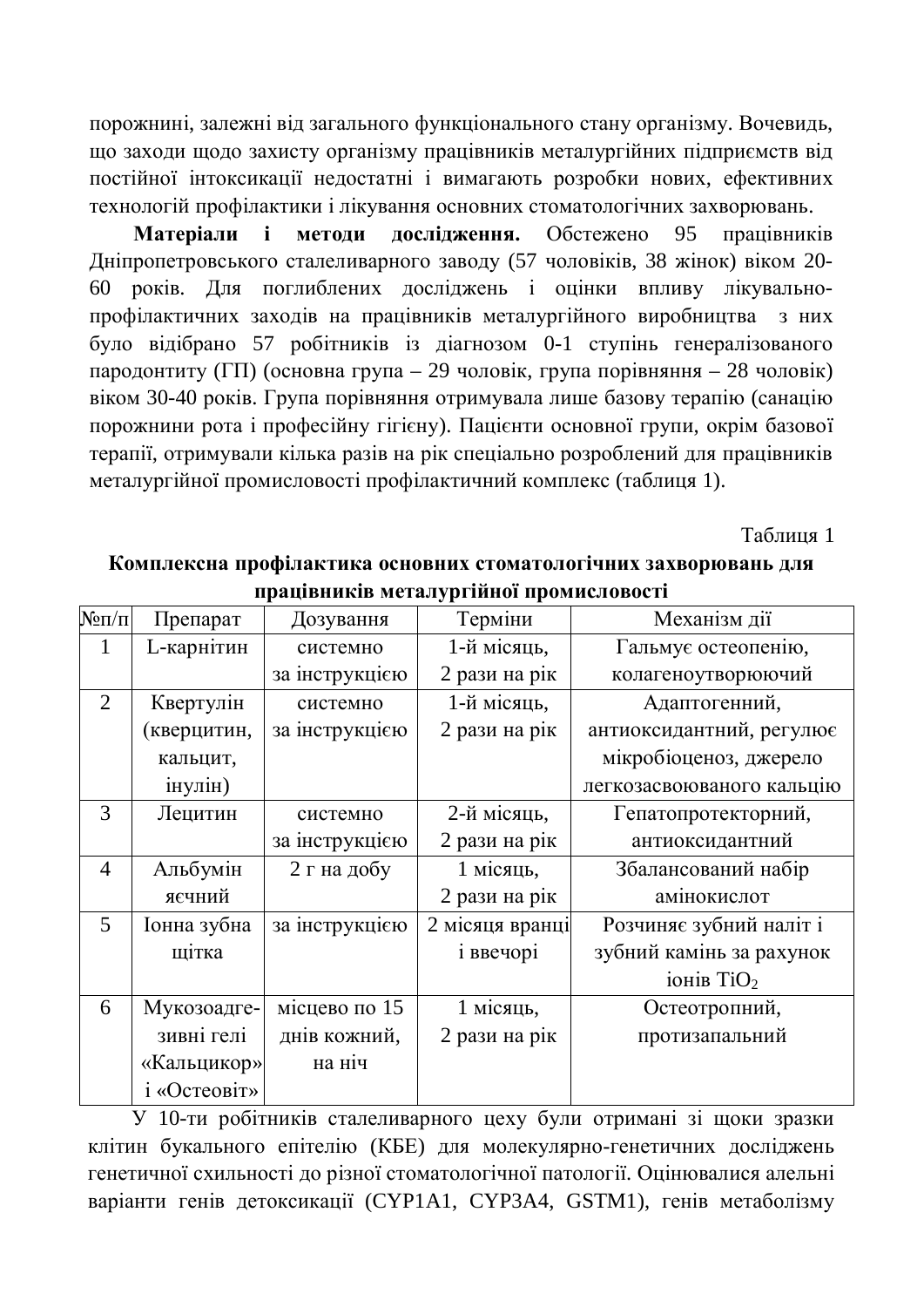порожнині, залежні від загального функціонального стану організму. Вочевидь, що заходи щодо захисту організму працівників металургійних підприємств від постійної інтоксикації недостатні і вимагають розробки нових, ефективних технологій профілактики і лікування основних стоматологічних захворювань.

**Матеріали і методи дослідження.** Обстежено 95 працівників Дніпропетровського сталеливарного заводу (57 чоловіків, 38 жінок) віком 20-60 років. Для поглиблених досліджень і оцінки впливу лікувально-профілактичних заходів на працівників металургійного виробництва з них було відібрано 57 робітників із діагнозом 0-1 ступінь генералізованого пародонтиту (ГП) (основна група – 29 чоловік, група порівняння – 28 чоловік) віком 30-40 років. Група порівняння отримувала лише базову терапію (санацію порожнини рота і професійну гігієну). Пацієнти основної групи, окрім базової терапії, отримували кілька разів на рік спеціально розроблений для працівників металургійної промисловості профілактичний комплекс (таблиця 1).

Таблиця 1

**Комплексна профілактика основних стоматологічних захворювань для працівників металургійної промисловості**

| №п/п | Препарат | Дозування | Терміни | Механізм дії |
|---|---|---|---|---|
| 1 | L-карнітин | системно за інструкцією | 1-й місяць, 2 рази на рік | Гальмує остеопенію, колагеноутворюючий |
| 2 | Квертулін (кверцитин, кальцит, інулін) | системно за інструкцією | 1-й місяць, 2 рази на рік | Адаптогенний, антиоксидантний, регулює мікробіоценоз, джерело легкозасвоюваного кальцію |
| 3 | Лецитин | системно за інструкцією | 2-й місяць, 2 рази на рік | Гепатопротекторний, антиоксидантний |
| 4 | Альбумін яєчний | 2 г на добу | 1 місяць, 2 рази на рік | Збалансований набір амінокислот |
| 5 | Іонна зубна щітка | за інструкцією | 2 місяця вранці і ввечорі | Розчиняє зубний наліт і зубний камінь за рахунок іонів $TiO_2$ |
| 6 | Мукозоадгезивні гелі «Кальцикор» і «Остеовіт» | місцево по 15 днів кожний, на ніч | 1 місяць, 2 рази на рік | Остеотропний, протизапальний |

У 10-ти робітників сталеливарного цеху були отримані зі щоки зразки клітин букального епітелію (КБЕ) для молекулярно-генетичних досліджень генетичної схильності до різної стоматологічної патології. Оцінювалися алельні варіанти генів детоксикації (CYP1A1, CYP3A4, GSTM1), генів метаболізму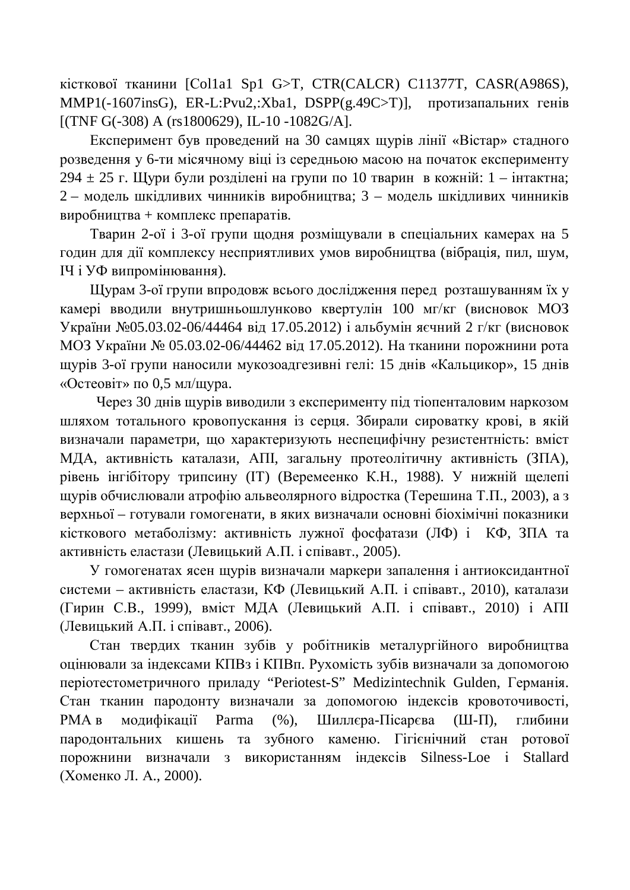кісткової тканини [Col1a1 Sp1 G>T, CTR(CALCR) C11377T, CASR(A986S), MMP1(-1607insG), ER-L:Pvu2,:Xba1, DSPP(g.49C>T)], протизапальних генів [(TNF G(-308) A (rs1800629), IL-10 -1082G/A].

Експеримент був проведений на 30 самцях щурів лінії «Вістар» стадного розведення у 6-ти місячному віці із середньою масою на початок експерименту 294 ± 25 г. Щури були розділені на групи по 10 тварин в кожній: 1 – інтактна; 2 – модель шкідливих чинників виробництва; 3 – модель шкідливих чинників виробництва + комплекс препаратів.

Тварин 2-ої і 3-ої групи щодня розміщували в спеціальних камерах на 5 годин для дії комплексу несприятливих умов виробництва (вібрація, пил, шум, ІЧ і УФ випромінювання).

Щурам 3-ої групи впродовж всього дослідження перед розташуванням їх у камері вводили внутришньошлунково квертулін 100 мг/кг (висновок МОЗ України №05.03.02-06/44464 від 17.05.2012) і альбумін яєчний 2 г/кг (висновок МОЗ України № 05.03.02-06/44462 від 17.05.2012). На тканини порожнини рота щурів 3-ої групи наносили мукозоадгезивні гелі: 15 днів «Кальцикор», 15 днів «Остеовіт» по 0,5 мл/щура.

Через 30 днів щурів виводили з експерименту під тіопенталовим наркозом шляхом тотального кровопускання із серця. Збирали сироватку крові, в якій визначали параметри, що характеризують неспецифічну резистентність: вміст МДА, активність каталази, АПІ, загальну протеолітичну активність (ЗПА), рівень інгібітору трипсину (ІТ) (Веремеенко К.Н., 1988). У нижній щелепі щурів обчислювали атрофію альвеолярного відростка (Терешина Т.П., 2003), а з верхньої – готували гомогенати, в яких визначали основні біохімічні показники кісткового метаболізму: активність лужної фосфатази (ЛФ) і КФ, ЗПА та активність еластази (Левицький А.П. і співавт., 2005).

У гомогенатах ясен щурів визначали маркери запалення і антиоксидантної системи – активність еластази, КФ (Левицький А.П. і співавт., 2010), каталази (Гирин С.В., 1999), вміст МДА (Левицький А.П. і співавт., 2010) і АПІ (Левицький А.П. і співавт., 2006).

Стан твердих тканин зубів у робітників металургійного виробництва оцінювали за індексами КПВз і КПВп. Рухомість зубів визначали за допомогою періотестометричного приладу "Periotest-S" Medizintechnik Gulden, Германія. Стан тканин пародонту визначали за допомогою індексів кровоточивості, РМА в модифікації Parma (%), Шиллєра-Пісарєва (Ш-П), глибини пародонтальних кишень та зубного каменю. Гігієнічний стан ротової порожнини визначали з використанням індексів Silness-Loe і Stallard (Хоменко Л. А., 2000).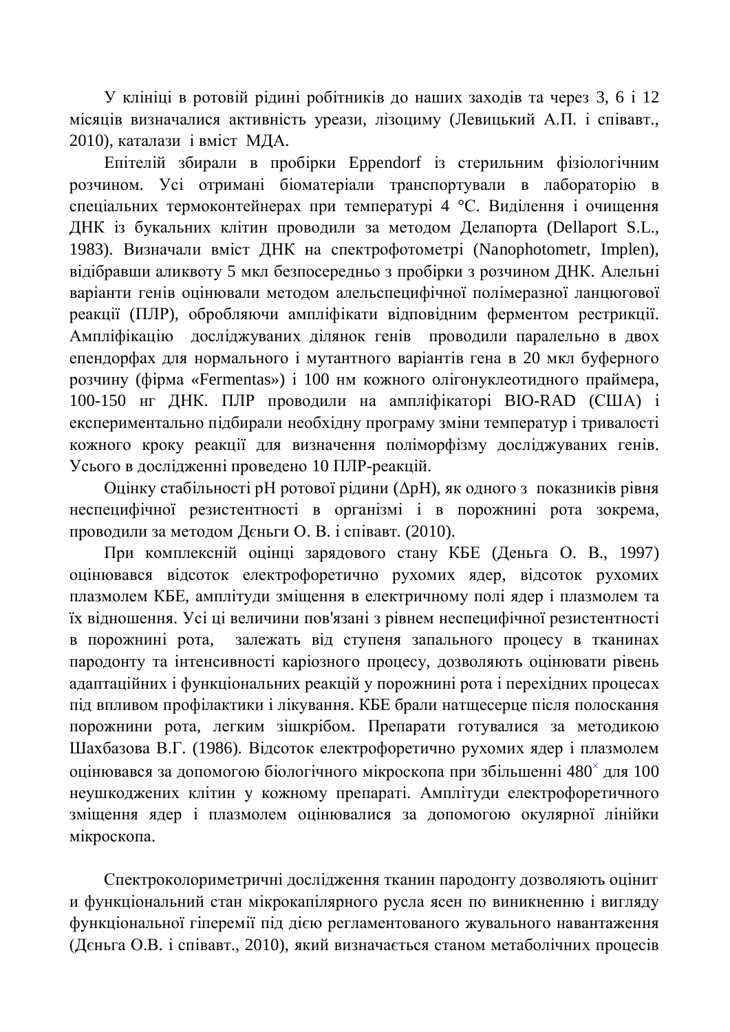У клініці в ротовій рідині робітників до наших заходів та через 3, 6 і 12 місяців визначалися активність уреази, лізоциму (Левицький А.П. і співавт., 2010), каталази і вміст МДА.

Епітелій збирали в пробірки Eppendorf із стерильним фізіологічним розчином. Усі отримані біоматеріали транспортували в лабораторію в спеціальних термоконтейнерах при температурі 4 °С. Виділення і очищення ДНК із букальних клітин проводили за методом Делапорта (Dellaport S.L., 1983). Визначали вміст ДНК на спектрофотометрі (Nanophotometr, Implen), відібравши аликвоту 5 мкл безпосередньо з пробірки з розчином ДНК. Алельні варіанти генів оцінювали методом алельспецифічної полімеразної ланцюгової реакції (ПЛР), обробляючи ампліфікати відповідним ферментом рестрикції. Ампліфікацію досліджуваних ділянок генів проводили паралельно в двох епендорфах для нормального і мутантного варіантів гена в 20 мкл буферного розчину (фірма «Fermentas») і 100 нм кожного олігонуклеотидного праймера, 100-150 нг ДНК. ПЛР проводили на ампліфікаторі BIO-RAD (США) і експериментально підбирали необхідну програму зміни температур і тривалості кожного кроку реакції для визначення поліморфізму досліджуваних генів. Усього в дослідженні проведено 10 ПЛР-реакцій.

Оцінку стабільності pH ротової рідини (ΔpH), як одного з показників рівня неспецифічної резистентності в організмі і в порожнині рота зокрема, проводили за методом Дєньги О. В. і співавт. (2010).

При комплексній оцінці зарядового стану КБЕ (Деньга О. В., 1997) оцінювався відсоток електрофоретично рухомих ядер, відсоток рухомих плазмолем КБЕ, амплітуди зміщення в електричному полі ядер і плазмолем та їх відношення. Усі ці величини пов'язані з рівнем неспецифічної резистентності в порожнині рота, залежать від ступеня запального процесу в тканинах пародонту та інтенсивності каріозного процесу, дозволяють оцінювати рівень адаптаційних і функціональних реакцій у порожнині рота і перехідних процесах під впливом профілактики і лікування. КБЕ брали натщесерце після полоскання порожнини рота, легким зішкрібом. Препарати готувалися за методикою Шахбазова В.Г. (1986). Відсоток електрофоретично рухомих ядер і плазмолем оцінювався за допомогою біологічного мікроскопа при збільшенні $480^{\times}$ для 100 неушкоджених клітин у кожному препараті. Амплітуди електрофоретичного зміщення ядер і плазмолем оцінювалися за допомогою окулярної лінійки мікроскопа.

Спектроколориметричні дослідження тканин пародонту дозволяють оцінит и функціональний стан мікрокапілярного русла ясен по виникненню і вигляду функціональної гіперемії під дією регламентованого жувального навантаження (Дєньга О.В. і співавт., 2010), який визначається станом метаболічних процесів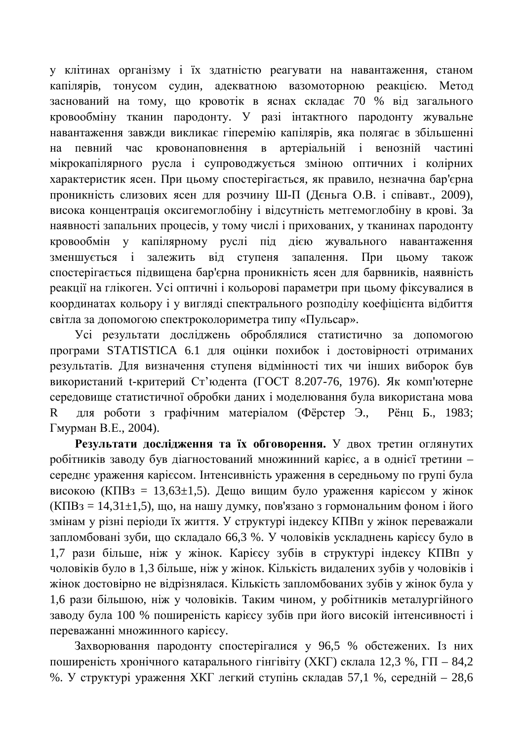у клітинах організму і їх здатністю реагувати на навантаження, станом капілярів, тонусом судин, адекватною вазомоторною реакцією. Метод заснований на тому, що кровотік в яснах складає 70 % від загального кровообміну тканин пародонту. У разі інтактного пародонту жувальне навантаження завжди викликає гіперемію капілярів, яка полягає в збільшенні на певний час кровонаповнення в артеріальній і венозній частині мікрокапілярного русла і супроводжується зміною оптичних і колірних характеристик ясен. При цьому спостерігається, як правило, незначна бар'єрна проникність слизових ясен для розчину Ш-П (Дєньга О.В. і співавт., 2009), висока концентрація оксигемоглобіну і відсутність метгемоглобіну в крові. За наявності запальних процесів, у тому числі і прихованих, у тканинах пародонту кровообмін у капілярному руслі під дією жувального навантаження зменшується і залежить від ступеня запалення. При цьому також спостерігається підвищена бар'єрна проникність ясен для барвників, наявність реакції на глікоген. Усі оптичні і кольорові параметри при цьому фіксувалися в координатах кольору і у вигляді спектрального розподілу коефіцієнта відбиття світла за допомогою спектроколориметра типу «Пульсар».

Усі результати досліджень оброблялися статистично за допомогою програми STATISTICA 6.1 для оцінки похибок і достовірності отриманих результатів. Для визначення ступеня відмінності тих чи інших виборок був використаний t-критерий Ст'юдента (ГОСТ 8.207-76, 1976). Як комп'ютерне середовище статистичної обробки даних і моделювання була використана мова R для роботи з графічним матеріалом (Фёрстер Э., Рёнц Б., 1983; Гмурман В.Е., 2004).

**Результати дослідження та їх обговорення.** У двох третин оглянутих робітників заводу був діагностований множинний карієс, а в однієї третини – середнє ураження карієсом. Інтенсивність ураження в середньому по групі була високою (КПВз = 13,63±1,5). Дещо вищим було ураження карієсом у жінок (КПВз = 14,31±1,5), що, на нашу думку, пов'язано з гормональним фоном і його змінам у різні періоди їх життя. У структурі індексу КПВп у жінок переважали запломбовані зуби, що складало 66,3 %. У чоловіків ускладнень карієсу було в 1,7 рази більше, ніж у жінок. Карієсу зубів в структурі індексу КПВп у чоловіків було в 1,3 більше, ніж у жінок. Кількість видалених зубів у чоловіків і жінок достовірно не відрізнялася. Кількість запломбованих зубів у жінок була у 1,6 рази більшою, ніж у чоловіків. Таким чином, у робітників металургійного заводу була 100 % поширеність карієсу зубів при його високій інтенсивності і переважанні множинного карієсу.

Захворювання пародонту спостерігалися у 96,5 % обстежених. Із них поширеність хронічного катарального гінгівіту (ХКГ) склала 12,3 %, ГП – 84,2 %. У структурі ураження ХКГ легкий ступінь складав 57,1 %, середній – 28,6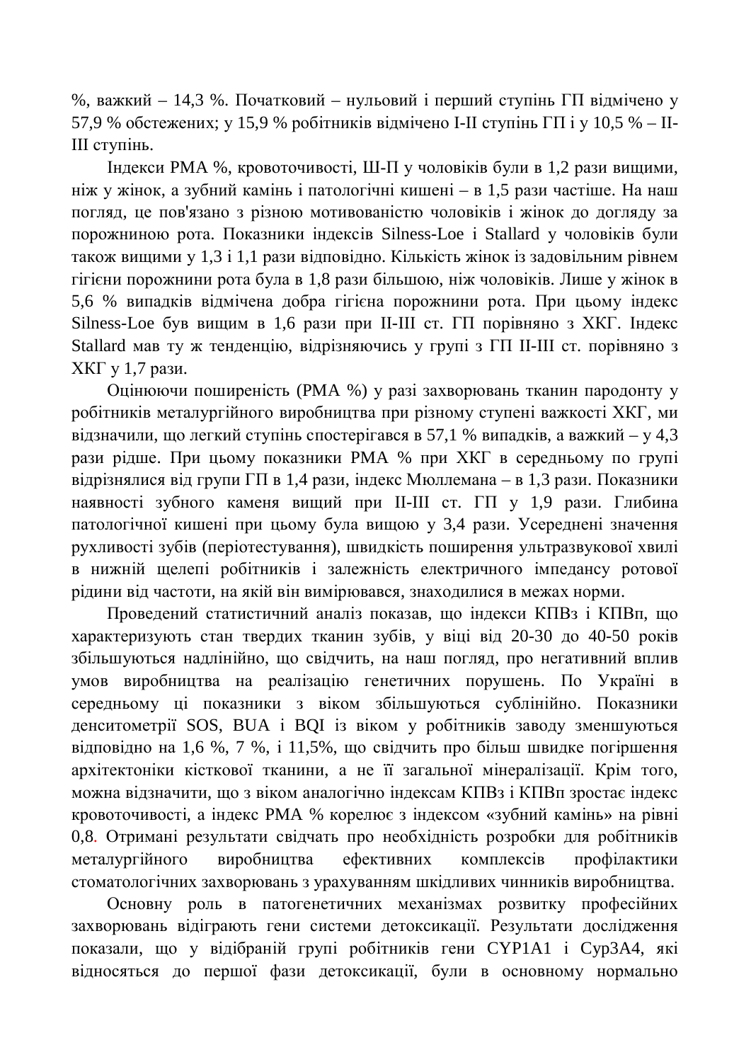%, важкий – 14,3 %. Початковий – нульовий і перший ступінь ГП відмічено у 57,9 % обстежених; у 15,9 % робітників відмічено I-II ступінь ГП і у 10,5 % – II-III ступінь.

Індекси РМА %, кровоточивості, Ш-П у чоловіків були в 1,2 рази вищими, ніж у жінок, а зубний камінь і патологічні кишені – в 1,5 рази частіше. На наш погляд, це пов'язано з різною мотивованістю чоловіків і жінок до догляду за порожниною рота. Показники індексів Silness-Loe і Stallard у чоловіків були також вищими у 1,3 і 1,1 рази відповідно. Кількість жінок із задовільним рівнем гігієни порожнини рота була в 1,8 рази більшою, ніж чоловіків. Лише у жінок в 5,6 % випадків відмічена добра гігієна порожнини рота. При цьому індекс Silness-Loe був вищим в 1,6 рази при II-III ст. ГП порівняно з ХКГ. Індекс Stallard мав ту ж тенденцію, відрізняючись у групі з ГП II-III ст. порівняно з ХКГ у 1,7 рази.

Оцінюючи поширеність (РМА %) у разі захворювань тканин пародонту у робітників металургійного виробництва при різному ступені важкості ХКГ, ми відзначили, що легкий ступінь спостерігався в 57,1 % випадків, а важкий – у 4,3 рази рідше. При цьому показники РМА % при ХКГ в середньому по групі відрізнялися від групи ГП в 1,4 рази, індекс Мюллемана – в 1,3 рази. Показники наявності зубного каменя вищий при II-III ст. ГП у 1,9 рази. Глибина патологічної кишені при цьому була вищою у 3,4 рази. Усереднені значення рухливості зубів (періотестування), швидкість поширення ультразвукової хвилі в нижній щелепі робітників і залежність електричного імпедансу ротової рідини від частоти, на якій він вимірювався, знаходилися в межах норми.

Проведений статистичний аналіз показав, що індекси КПВз і КПВп, що характеризують стан твердих тканин зубів, у віці від 20-30 до 40-50 років збільшуються надлінійно, що свідчить, на наш погляд, про негативний вплив умов виробництва на реалізацію генетичних порушень. По Україні в середньому ці показники з віком збільшуються сублінійно. Показники денситометрії SOS, BUA і BQI із віком у робітників заводу зменшуються відповідно на 1,6 %, 7 %, і 11,5%, що свідчить про більш швидке погіршення архітектоніки кісткової тканини, а не її загальної мінералізації. Крім того, можна відзначити, що з віком аналогічно індексам КПВз і КПВп зростає індекс кровоточивості, а індекс РМА % корелює з індексом «зубний камінь» на рівні 0,8. Отримані результати свідчать про необхідність розробки для робітників металургійного виробництва ефективних комплексів профілактики стоматологічних захворювань з урахуванням шкідливих чинників виробництва.

Основну роль в патогенетичних механізмах розвитку професійних захворювань відіграють гени системи детоксикації. Результати дослідження показали, що у відібраній групі робітників гени CYP1A1 і Cyp3A4, які відносяться до першої фази детоксикації, були в основному нормально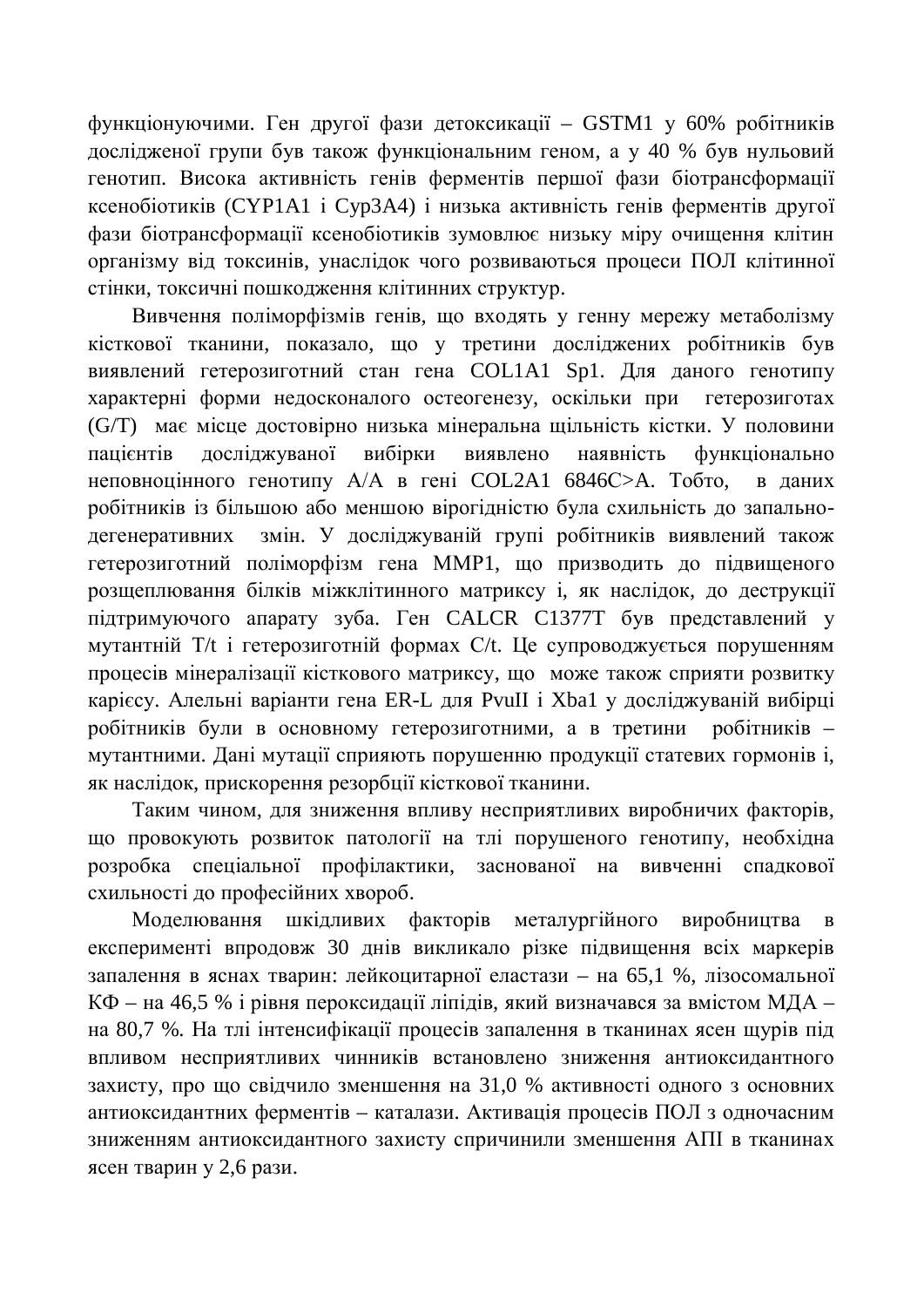функціонуючими. Ген другої фази детоксикації – GSTM1 у 60% робітників дослідженої групи був також функціональним геном, а у 40 % був нульовий генотип. Висока активність генів ферментів першої фази біотрансформації ксенобіотиків (CYP1A1 і Cyp3A4) і низька активність генів ферментів другої фази біотрансформації ксенобіотиків зумовлює низьку міру очищення клітин організму від токсинів, унаслідок чого розвиваються процеси ПОЛ клітинної стінки, токсичні пошкодження клітинних структур.

Вивчення поліморфізмів генів, що входять у генну мережу метаболізму кісткової тканини, показало, що у третини досліджених робітників був виявлений гетерозиготний стан гена COL1A1 Sp1. Для даного генотипу характерні форми недосконалого остеогенезу, оскільки при гетерозиготах (G/T) має місце достовірно низька мінеральна щільність кістки. У половини пацієнтів досліджуваної вибірки виявлено наявність функціонально неповноцінного генотипу A/A в гені COL2A1 6846C>A. Тобто, в даних робітників із більшою або меншою вірогідністю була схильність до запально-дегенеративних змін. У досліджуваній групі робітників виявлений також гетерозиготний поліморфізм гена MMP1, що призводить до підвищеного розщеплювання білків міжклітинного матриксу і, як наслідок, до деструкції підтримуючого апарату зуба. Ген CALCR C1377T був представлений у мутантній T/t і гетерозиготній формах C/t. Це супроводжується порушенням процесів мінералізації кісткового матриксу, що може також сприяти розвитку карієсу. Алельні варіанти гена ER-L для PvuII і Xba1 у досліджуваній вибірці робітників були в основному гетерозиготними, а в третини робітників – мутантними. Дані мутації сприяють порушенню продукції статевих гормонів і, як наслідок, прискорення резорбції кісткової тканини.

Таким чином, для зниження впливу несприятливих виробничих факторів, що провокують розвиток патології на тлі порушеного генотипу, необхідна розробка спеціальної профілактики, заснованої на вивченні спадкової схильності до професійних хвороб.

Моделювання шкідливих факторів металургійного виробництва в експерименті впродовж 30 днів викликало різке підвищення всіх маркерів запалення в яснах тварин: лейкоцитарної еластази – на 65,1 %, лізосомальної КФ – на 46,5 % і рівня пероксидації ліпідів, який визначався за вмістом МДА – на 80,7 %. На тлі інтенсифікації процесів запалення в тканинах ясен щурів під впливом несприятливих чинників встановлено зниження антиоксидантного захисту, про що свідчило зменшення на 31,0 % активності одного з основних антиоксидантних ферментів – каталази. Активація процесів ПОЛ з одночасним зниженням антиоксидантного захисту спричинили зменшення АПІ в тканинах ясен тварин у 2,6 рази.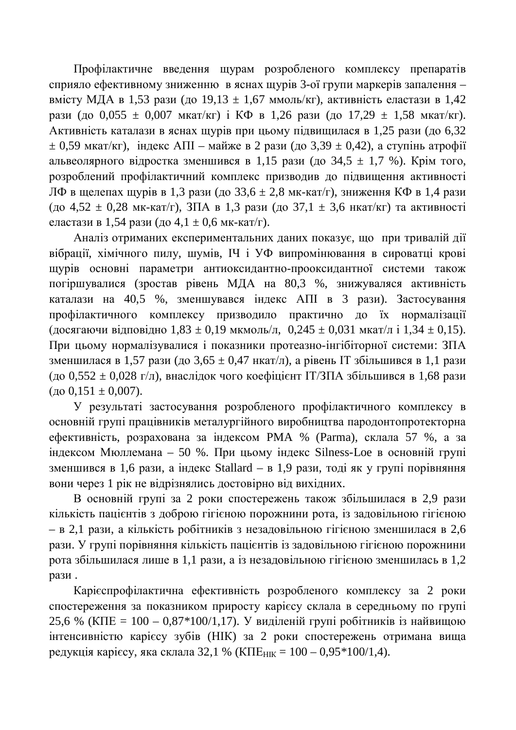Профілактичне введення щурам розробленого комплексу препаратів сприяло ефективному зниженню в яснах щурів 3-ої групи маркерів запалення – вмісту МДА в 1,53 рази (до 19,13 ± 1,67 ммоль/кг), активність еластази в 1,42 рази (до 0,055 ± 0,007 мкат/кг) і КФ в 1,26 рази (до 17,29 ± 1,58 мкат/кг). Активність каталази в яснах щурів при цьому підвищилася в 1,25 рази (до 6,32 ± 0,59 мкат/кг), індекс АПІ – майже в 2 рази (до 3,39 ± 0,42), а ступінь атрофії альвеолярного відростка зменшився в 1,15 рази (до 34,5 ± 1,7 %). Крім того, розроблений профілактичний комплекс призводив до підвищення активності ЛФ в щелепах щурів в 1,3 рази (до 33,6 ± 2,8 мк-кат/г), зниження КФ в 1,4 рази (до 4,52 ± 0,28 мк-кат/г), ЗПА в 1,3 рази (до 37,1 ± 3,6 нкат/кг) та активності еластази в 1,54 рази (до 4,1 ± 0,6 мк-кат/г).

Аналіз отриманих експериментальних даних показує, що при тривалій дії вібрації, хімічного пилу, шумів, ІЧ і УФ випромінювання в сироватці крові щурів основні параметри антиоксидантно-прооксидантної системи також погіршувалися (зростав рівень МДА на 80,3 %, знижувалася активність каталази на 40,5 %, зменшувався індекс АПІ в 3 рази). Застосування профілактичного комплексу призводило практично до їх нормалізації (досягаючи відповідно 1,83 ± 0,19 мкмоль/л, 0,245 ± 0,031 мкат/л і 1,34 ± 0,15). При цьому нормалізувалися і показники протеазно-інгібіторної системи: ЗПА зменшилася в 1,57 рази (до 3,65 ± 0,47 нкат/л), а рівень ІТ збільшився в 1,1 рази (до 0,552 ± 0,028 г/л), внаслідок чого коефіцієнт ІТ/ЗПА збільшився в 1,68 рази (до 0,151 ± 0,007).

У результаті застосування розробленого профілактичного комплексу в основній групі працівників металургійного виробництва пародонтопротекторна ефективність, розрахована за індексом РМА % (Parma), склала 57 %, а за індексом Мюллемана – 50 %. При цьому індекс Silness-Loe в основній групі зменшився в 1,6 рази, а індекс Stallard – в 1,9 рази, тоді як у групі порівняння вони через 1 рік не відрізнялись достовірно від вихідних.

В основній групі за 2 роки спостережень також збільшилася в 2,9 рази кількість пацієнтів з доброю гігієною порожнини рота, із задовільною гігієною – в 2,1 рази, а кількість робітників з незадовільною гігієною зменшилася в 2,6 рази. У групі порівняння кількість пацієнтів із задовільною гігієною порожнини рота збільшилася лише в 1,1 рази, а із незадовільною гігієною зменшилась в 1,2 рази .

Карієспрофілактична ефективність розробленого комплексу за 2 роки спостереження за показником приросту карієсу склала в середньому по групі 25,6 % (КПЕ = 100 – 0,87*100/1,17). У виділеній групі робітників із найвищою інтенсивністю карієсу зубів (НІК) за 2 роки спостережень отримана вища редукція карієсу, яка склала 32,1 % ($КПЕ_{НІК}$ = 100 – 0,95*100/1,4).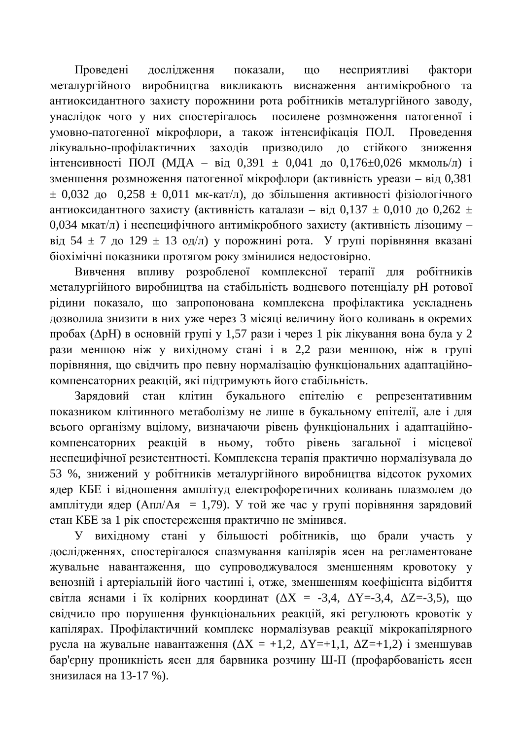Проведені дослідження показали, що несприятливі фактори металургійного виробництва викликають виснаження антимікробного та антиоксидантного захисту порожнини рота робітників металургійного заводу, унаслідок чого у них спостерігалось посилене розмноження патогенної і умовно-патогенної мікрофлори, а також інтенсифікація ПОЛ. Проведення лікувально-профілактичних заходів призводило до стійкого зниження інтенсивності ПОЛ (МДА – від 0,391 ± 0,041 до 0,176±0,026 мкмоль/л) і зменшення розмноження патогенної мікрофлори (активність уреази – від 0,381 ± 0,032 до 0,258 ± 0,011 мк-кат/л), до збільшення активності фізіологічного антиоксидантного захисту (активність каталази – від 0,137 ± 0,010 до 0,262 ± 0,034 мкат/л) і неспецифічного антимікробного захисту (активність лізоциму – від 54 ± 7 до 129 ± 13 од/л) у порожнині рота. У групі порівняння вказані біохімічні показники протягом року змінилися недостовірно.

Вивчення впливу розробленої комплексної терапії для робітників металургійного виробництва на стабільність водневого потенціалу pH ротової рідини показало, що запропонована комплексна профілактика ускладнень дозволила знизити в них уже через 3 місяці величину його коливань в окремих пробах (ΔpH) в основній групі у 1,57 рази і через 1 рік лікування вона була у 2 рази меншою ніж у вихідному стані і в 2,2 рази меншою, ніж в групі порівняння, що свідчить про певну нормалізацію функціональних адаптаційно-компенсаторних реакцій, які підтримують його стабільність.

Зарядовий стан клітин букального епітелію є репрезентативним показником клітинного метаболізму не лише в букальному епітелії, але і для всього організму вцілому, визначаючи рівень функціональних і адаптаційно-компенсаторних реакцій в ньому, тобто рівень загальної і місцевої неспецифічної резистентності. Комплексна терапія практично нормалізувала до 53 %, знижений у робітників металургійного виробництва відсоток рухомих ядер КБЕ і відношення амплітуд електрофоретичних коливань плазмолем до амплітуди ядер (Апл/Ая = 1,79). У той же час у групі порівняння зарядовий стан КБЕ за 1 рік спостереження практично не змінився.

У вихідному стані у більшості робітників, що брали участь у дослідженнях, спостерігалося спазмування капілярів ясен на регламентоване жувальне навантаження, що супроводжувалося зменшенням кровотоку у венозній і артеріальній його частині і, отже, зменшенням коефіцієнта відбиття світла яснами і їх колірних координат (ΔX = -3,4, ΔY=-3,4, ΔZ=-3,5), що свідчило про порушення функціональних реакцій, які регулюють кровотік у капілярах. Профілактичний комплекс нормалізував реакції мікрокапілярного русла на жувальне навантаження (ΔX = +1,2, ΔY=+1,1, ΔZ=+1,2) і зменшував бар'єрну проникність ясен для барвника розчину Ш-П (профарбованість ясен знизилася на 13-17 %).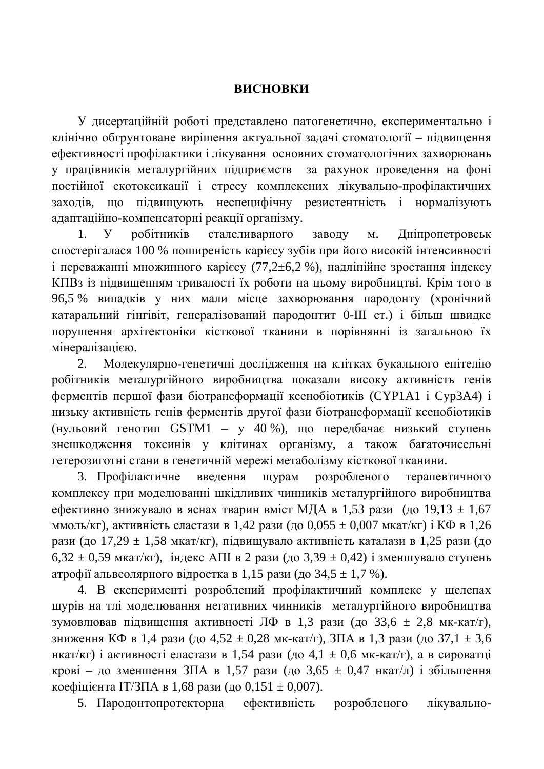## ВИСНОВКИ

У дисертаційній роботі представлено патогенетично, експериментально і клінічно обгрунтоване вирішення актуальної задачі стоматології – підвищення ефективності профілактики і лікування основних стоматологічних захворювань у працівників металургійних підприємств за рахунок проведення на фоні постійної екотоксикації і стресу комплексних лікувально-профілактичних заходів, що підвищують неспецифічну резистентність і нормалізують адаптаційно-компенсаторні реакції організму.

1. У робітників сталеливарного заводу м. Дніпропетровськ спостерігалася 100 % поширеність карієсу зубів при його високій інтенсивності і переважанні множинного карієсу (77,2±6,2 %), надлінійне зростання індексу КПВз із підвищенням тривалості їх роботи на цьому виробництві. Крім того в 96,5 % випадків у них мали місце захворювання пародонту (хронічний катаральний гінгівіт, генералізований пародонтит 0-III ст.) і більш швидке порушення архітектоніки кісткової тканини в порівнянні із загальною їх мінералізацією.

2. Молекулярно-генетичні дослідження на клітках букального епітелію робітників металургійного виробництва показали високу активність генів ферментів першої фази біотрансформації ксенобіотиків (CYP1A1 і Cyp3A4) і низьку активність генів ферментів другої фази біотрансформації ксенобіотиків (нульовий генотип GSTM1 – у 40 %), що передбачає низький ступень знешкодження токсинів у клітинах організму, а також багаточисельні гетерозиготні стани в генетичній мережі метаболізму кісткової тканини.

3. Профілактичне введення щурам розробленого терапевтичного комплексу при моделюванні шкідливих чинників металургійного виробництва ефективно знижувало в яснах тварин вміст МДА в 1,53 рази (до 19,13 ± 1,67 ммоль/кг), активність еластази в 1,42 рази (до 0,055 ± 0,007 мкат/кг) і КФ в 1,26 рази (до 17,29 ± 1,58 мкат/кг), підвищувало активність каталази в 1,25 рази (до 6,32 ± 0,59 мкат/кг), індекс АПІ в 2 рази (до 3,39 ± 0,42) і зменшувало ступень атрофії альвеолярного відростка в 1,15 рази (до 34,5 ± 1,7 %).

4. В експерименті розроблений профілактичний комплекс у щелепах щурів на тлі моделювання негативних чинників металургійного виробництва зумовлював підвищення активності ЛФ в 1,3 рази (до 33,6 ± 2,8 мк-кат/г), зниження КФ в 1,4 рази (до 4,52 ± 0,28 мк-кат/г), ЗПА в 1,3 рази (до 37,1 ± 3,6 нкат/кг) і активності еластази в 1,54 рази (до 4,1 ± 0,6 мк-кат/г), а в сироватці крові – до зменшення ЗПА в 1,57 рази (до 3,65 ± 0,47 нкат/л) і збільшення коефіцієнта ІТ/ЗПА в 1,68 рази (до 0,151 ± 0,007).

5. Пародонтопротекторна ефективність розробленого лікувально-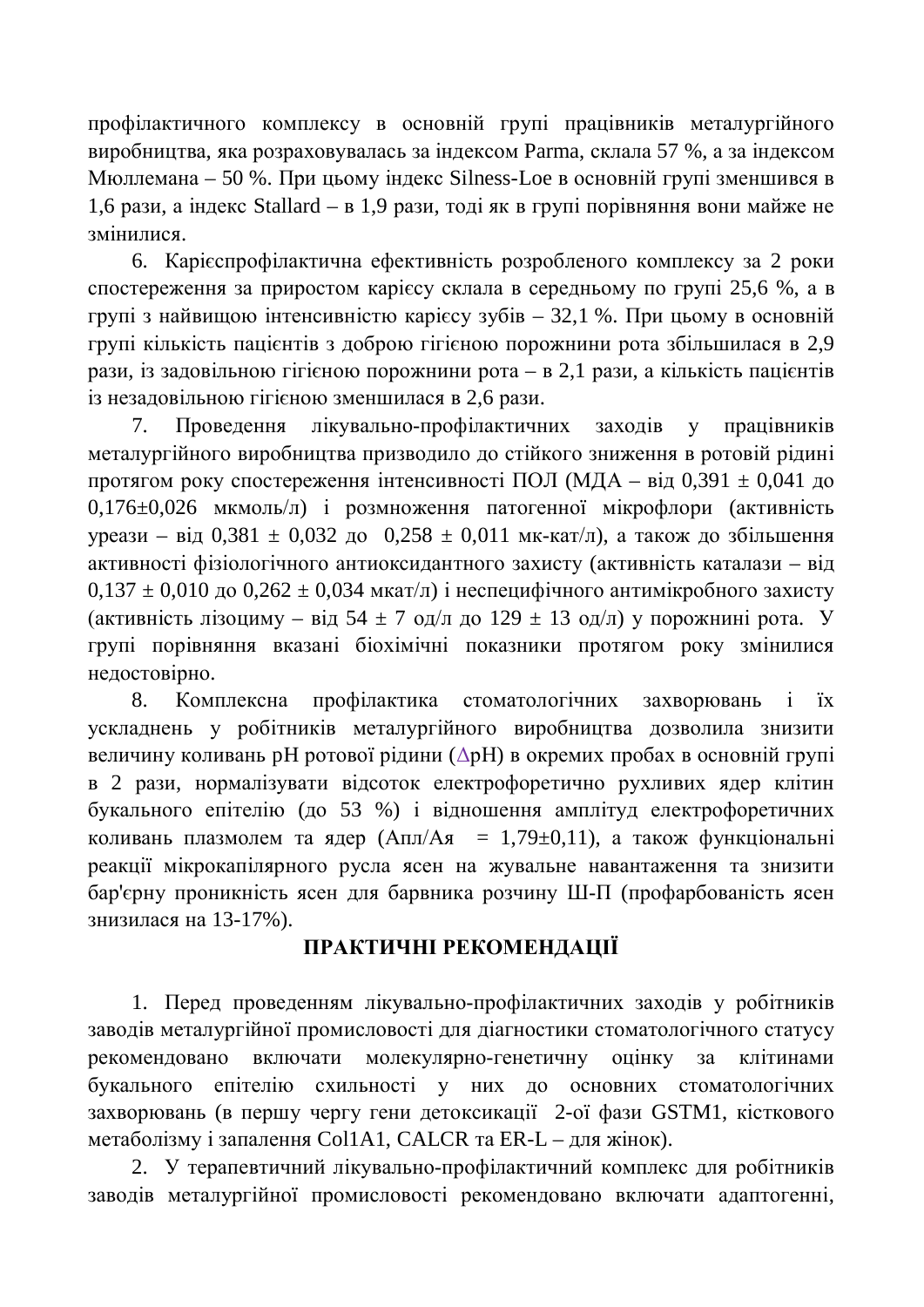профілактичного комплексу в основній групі працівників металургійного виробництва, яка розраховувалась за індексом Parma, склала 57 %, а за індексом Мюллемана – 50 %. При цьому індекс Silness-Loe в основній групі зменшився в 1,6 рази, а індекс Stallard – в 1,9 рази, тоді як в групі порівняння вони майже не змінилися.

6. Карієспрофілактична ефективність розробленого комплексу за 2 роки спостереження за приростом карієсу склала в середньому по групі 25,6 %, а в групі з найвищою інтенсивністю карієсу зубів – 32,1 %. При цьому в основній групі кількість пацієнтів з доброю гігієною порожнини рота збільшилася в 2,9 рази, із задовільною гігієною порожнини рота – в 2,1 рази, а кількість пацієнтів із незадовільною гігієною зменшилася в 2,6 рази.

7. Проведення лікувально-профілактичних заходів у працівників металургійного виробництва призводило до стійкого зниження в ротовій рідині протягом року спостереження інтенсивності ПОЛ (МДА – від 0,391 ± 0,041 до 0,176±0,026 мкмоль/л) і розмноження патогенної мікрофлори (активність уреази – від 0,381 ± 0,032 до 0,258 ± 0,011 мк-кат/л), а також до збільшення активності фізіологічного антиоксидантного захисту (активність каталази – від 0,137 ± 0,010 до 0,262 ± 0,034 мкат/л) і неспецифічного антимікробного захисту (активність лізоциму – від 54 ± 7 од/л до 129 ± 13 од/л) у порожнині рота. У групі порівняння вказані біохімічні показники протягом року змінилися недостовірно.

8. Комплексна профілактика стоматологічних захворювань і їх ускладнень у робітників металургійного виробництва дозволила знизити величину коливань pH ротової рідини ($\Delta$pH) в окремих пробах в основній групі в 2 рази, нормалізувати відсоток електрофоретично рухливих ядер клітин букального епітелію (до 53 %) і відношення амплітуд електрофоретичних коливань плазмолем та ядер (Апл/Ая = 1,79±0,11), а також функціональні реакції мікрокапілярного русла ясен на жувальне навантаження та знизити бар'єрну проникність ясен для барвника розчину Ш-П (профарбованість ясен знизилася на 13-17%).

## ПРАКТИЧНІ РЕКОМЕНДАЦІЇ

1. Перед проведенням лікувально-профілактичних заходів у робітників заводів металургійної промисловості для діагностики стоматологічного статусу рекомендовано включати молекулярно-генетичну оцінку за клітинами букального епітелію схильності у них до основних стоматологічних захворювань (в першу чергу гени детоксикації 2-ої фази GSTM1, кісткового метаболізму і запалення Col1A1, CALCR та ER-L – для жінок).

2. У терапевтичний лікувально-профілактичний комплекс для робітників заводів металургійної промисловості рекомендовано включати адаптогенні,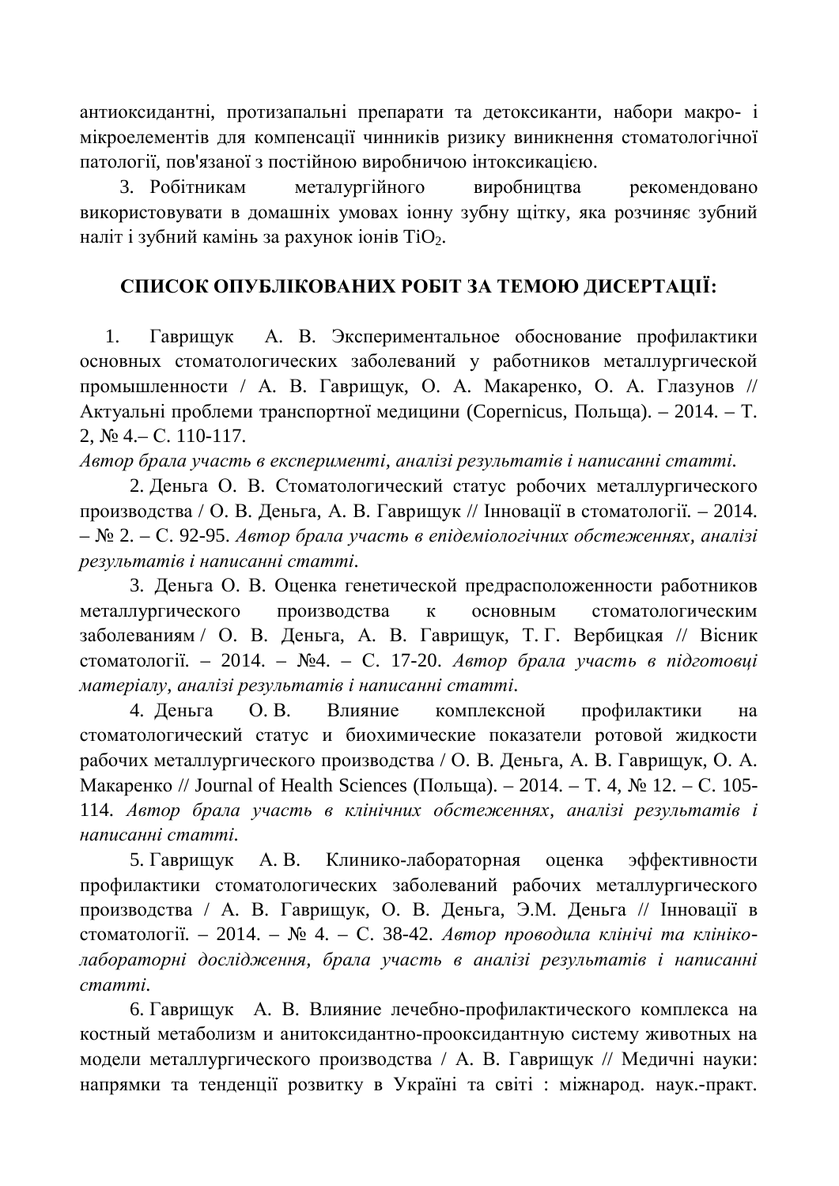антиоксидантні, протизапальні препарати та детоксиканти, набори макро- і мікроелементів для компенсації чинників ризику виникнення стоматологічної патології, пов'язаної з постійною виробничою інтоксикацією.

3. Робітникам металургійного виробництва рекомендовано використовувати в домашніх умовах іонну зубну щітку, яка розчиняє зубний наліт і зубний камінь за рахунок іонів $TiO_2$.

## СПИСОК ОПУБЛІКОВАНИХ РОБІТ ЗА ТЕМОЮ ДИСЕРТАЦІЇ:

1. Гаврищук А. В. Экспериментальное обоснование профилактики основных стоматологических заболеваний у работников металлургической промышленности / А. В. Гаврищук, О. А. Макаренко, О. А. Глазунов // Актуальні проблеми транспортної медицини (Copernicus, Польща). – 2014. – Т. 2, № 4.– С. 110-117.
*Автор брала участь в експерименті, аналізі результатів і написанні статті.*

2. Деньга О. В. Стоматологический статус робочих металлургического производства / О. В. Деньга, А. В. Гаврищук // Інновації в стоматології. – 2014. – № 2. – С. 92-95. *Автор брала участь в епідеміологічних обстеженнях, аналізі результатів і написанні статті.*

3. Деньга О. В. Оценка генетической предрасположенности работников металлургического производства к основным стоматологическим заболеваниям / О. В. Деньга, А. В. Гаврищук, Т. Г. Вербицкая // Вісник стоматології. – 2014. – №4. – С. 17-20. *Автор брала участь в підготовці матеріалу, аналізі результатів і написанні статті.*

4. Деньга О. В. Влияние комплексной профилактики на стоматологический статус и биохимические показатели ротовой жидкости рабочих металлургического производства / О. В. Деньга, А. В. Гаврищук, О. А. Макаренко // Journal of Health Sciences (Польща). – 2014. – Т. 4, № 12. – С. 105-114. *Автор брала участь в клінічних обстеженнях, аналізі результатів і написанні статті.*

5. Гаврищук А. В. Клинико-лабораторная оценка эффективности профилактики стоматологических заболеваний рабочих металлургического производства / А. В. Гаврищук, О. В. Деньга, Э.М. Деньга // Інновації в стоматології. – 2014. – № 4. – С. 38-42. *Автор проводила клінічі та клініко-лабораторні дослідження, брала участь в аналізі результатів і написанні статті.*

6. Гаврищук А. В. Влияние лечебно-профилактического комплекса на костный метаболизм и анитоксидантно-прооксидантную систему животных на модели металлургического производства / А. В. Гаврищук // Медичні науки: напрямки та тенденції розвитку в Україні та світі : міжнарод. наук.-практ.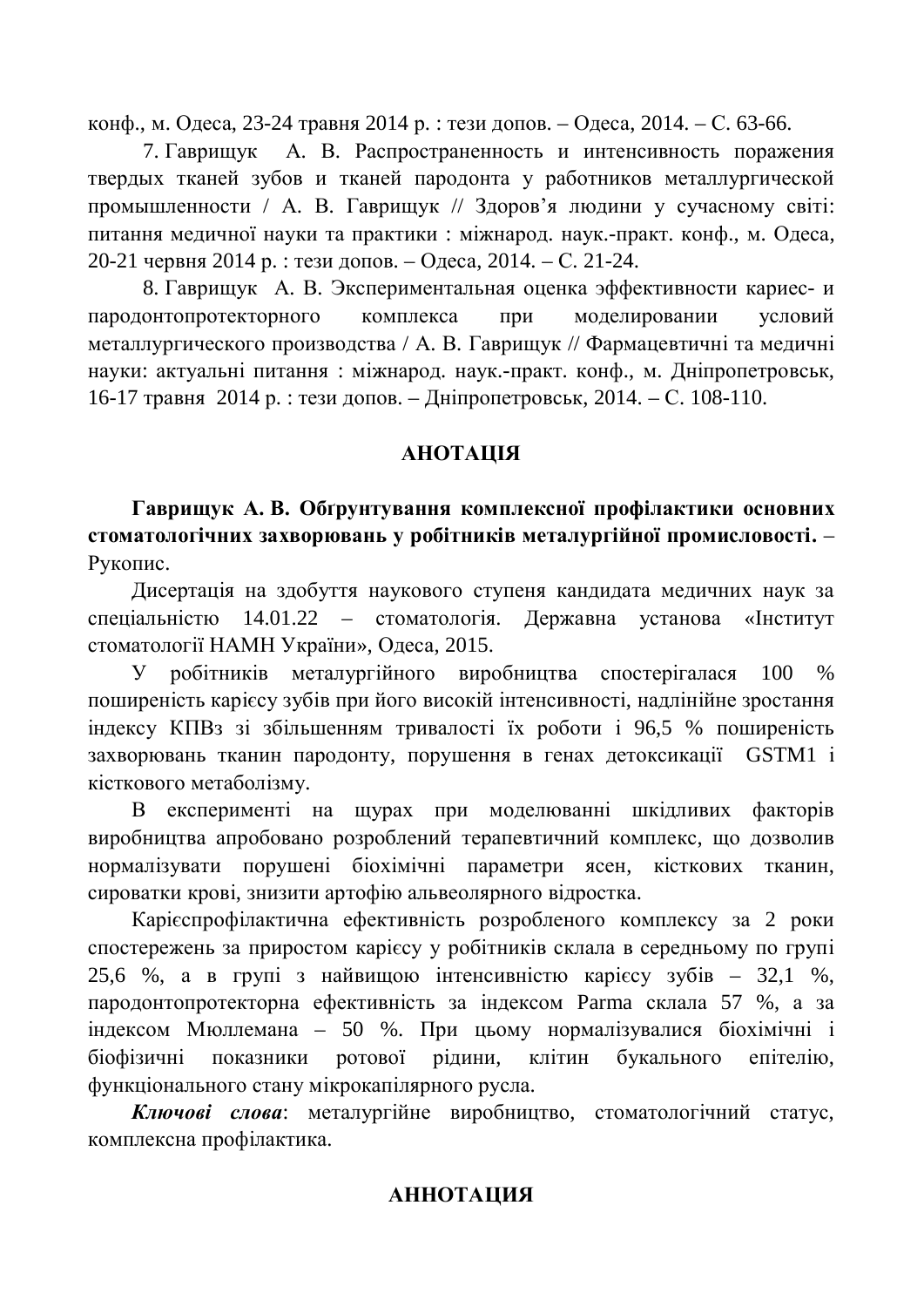конф., м. Одеса, 23-24 травня 2014 р. : тези допов. – Одеса, 2014. – С. 63-66.

7. Гаврищук А. В. Распространенность и интенсивность поражения твердых тканей зубов и тканей пародонта у работников металлургической промышленности / А. В. Гаврищук // Здоров'я людини у сучасному світі: питання медичної науки та практики : міжнарод. наук.-практ. конф., м. Одеса, 20-21 червня 2014 р. : тези допов. – Одеса, 2014. – С. 21-24.

8. Гаврищук А. В. Экспериментальная оценка эффективности кариес- и пародонтопротекторного комплекса при моделировании условий металлургического производства / А. В. Гаврищук // Фармацевтичні та медичні науки: актуальні питання : міжнарод. наук.-практ. конф., м. Дніпропетровськ, 16-17 травня 2014 р. : тези допов. – Дніпропетровськ, 2014. – С. 108-110.

## АНОТАЦІЯ

**Гаврищук А. В. Обґрунтування комплексної профілактики основних стоматологічних захворювань у робітників металургійної промисловості.** – Рукопис.

Дисертація на здобуття наукового ступеня кандидата медичних наук за спеціальністю 14.01.22 – стоматологія. Державна установа «Інститут стоматології НАМН України», Одеса, 2015.

У робітників металургійного виробництва спостерігалася 100 % пошireність карієсу зубів при його високій інтенсивності, надлінійне зростання індексу КПВз зі збільшенням тривалості їх роботи і 96,5 % поширеність захворювань тканин пародонту, порушення в генах детоксикації GSTM1 і кісткового метаболізму.

В експерименті на щурах при моделюванні шкідливих факторів виробництва апробовано розроблений терапевтичний комплекс, що дозволив нормалізувати порушені біохімічні параметри ясен, кісткових тканин, сироватки крові, знизити артофію альвеолярного відростка.

Карієспрофілактична ефективність розробленого комплексу за 2 роки спостережень за приростом карієсу у робітників склала в середньому по групі 25,6 %, а в групі з найвищою інтенсивністю карієсу зубів – 32,1 %, пародонтопротекторна ефективність за індексом Parma склала 57 %, а за індексом Мюллемана – 50 %. При цьому нормалізувалися біохімічні і біофізичні показники ротової рідини, клітин букального епітелію, функціонального стану мікрокапілярного русла.

***Ключові слова***: металургійне виробництво, стоматологічний статус, комплексна профілактика.

## АННОТАЦИЯ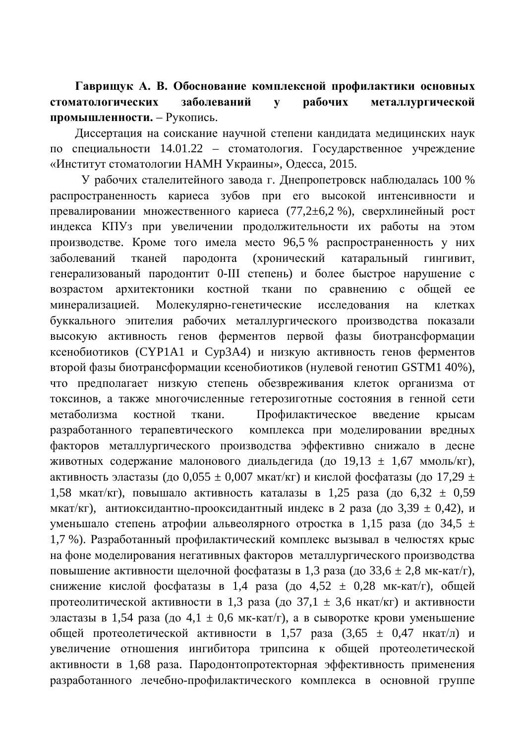**Гаврищук А. В. Обоснование комплексной профилактики основных стоматологических заболеваний у рабочих металлургической промышленности.** – Рукопись.

Диссертация на соискание научной степени кандидата медицинских наук по специальности 14.01.22 – стоматология. Государственное учреждение «Институт стоматологии НАМН Украины», Одесса, 2015.

У рабочих сталелитейного завода г. Днепропетровск наблюдалась 100 % распространенность кариеса зубов при его высокой интенсивности и превалировании множественного кариеса (77,2±6,2 %), сверхлинейный рост индекса КПУз при увеличении продолжительности их работы на этом производстве. Кроме того имела место 96,5 % распространенность у них заболеваний тканей пародонта (хронический катаральный гингивит, генерализованый пародонтит 0-III степень) и более быстрое нарушение с возрастом архитектоники костной ткани по сравнению с общей ее минерализацией. Молекулярно-генетические исследования на клетках буккального эпителия рабочих металлургического производства показали высокую активность генов ферментов первой фазы биотрансформации ксенобиотиков (CYP1A1 и Cyp3A4) и низкую активность генов ферментов второй фазы биотрансформации ксенобиотиков (нулевой генотип GSTM1 40%), что предполагает низкую степень обезвреживания клеток организма от токсинов, а также многочисленные гетерозиготные состояния в генной сети метаболизма костной ткани. Профилактическое введение крысам разработанного терапевтического комплекса при моделировании вредных факторов металлургического производства эффективно снижало в десне животных содержание малонового диальдегида (до 19,13 ± 1,67 ммоль/кг), активность эластазы (до 0,055 ± 0,007 мкат/кг) и кислой фосфатазы (до 17,29 ± 1,58 мкат/кг), повышало активность каталазы в 1,25 раза (до 6,32 ± 0,59 мкат/кг), антиоксидантно-прооксидантный индекс в 2 раза (до 3,39 ± 0,42), и уменьшало степень атрофии альвеолярного отростка в 1,15 раза (до 34,5 ± 1,7 %). Разработанный профилактический комплекс вызывал в челюстях крыс на фоне моделирования негативных факторов металлургического производства повышение активности щелочной фосфатазы в 1,3 раза (до 33,6 ± 2,8 мк-кат/г), снижение кислой фосфатазы в 1,4 раза (до 4,52 ± 0,28 мк-кат/г), общей протеолитической активности в 1,3 раза (до 37,1 ± 3,6 нкат/кг) и активности эластазы в 1,54 раза (до 4,1 ± 0,6 мк-кат/г), а в сыворотке крови уменьшение общей протеолетической активности в 1,57 раза (3,65 ± 0,47 нкат/л) и увеличение отношения ингибитора трипсина к общей протеолетической активности в 1,68 раза. Пародонтопротекторная эффективность применения разработанного лечебно-профилактического комплекса в основной группе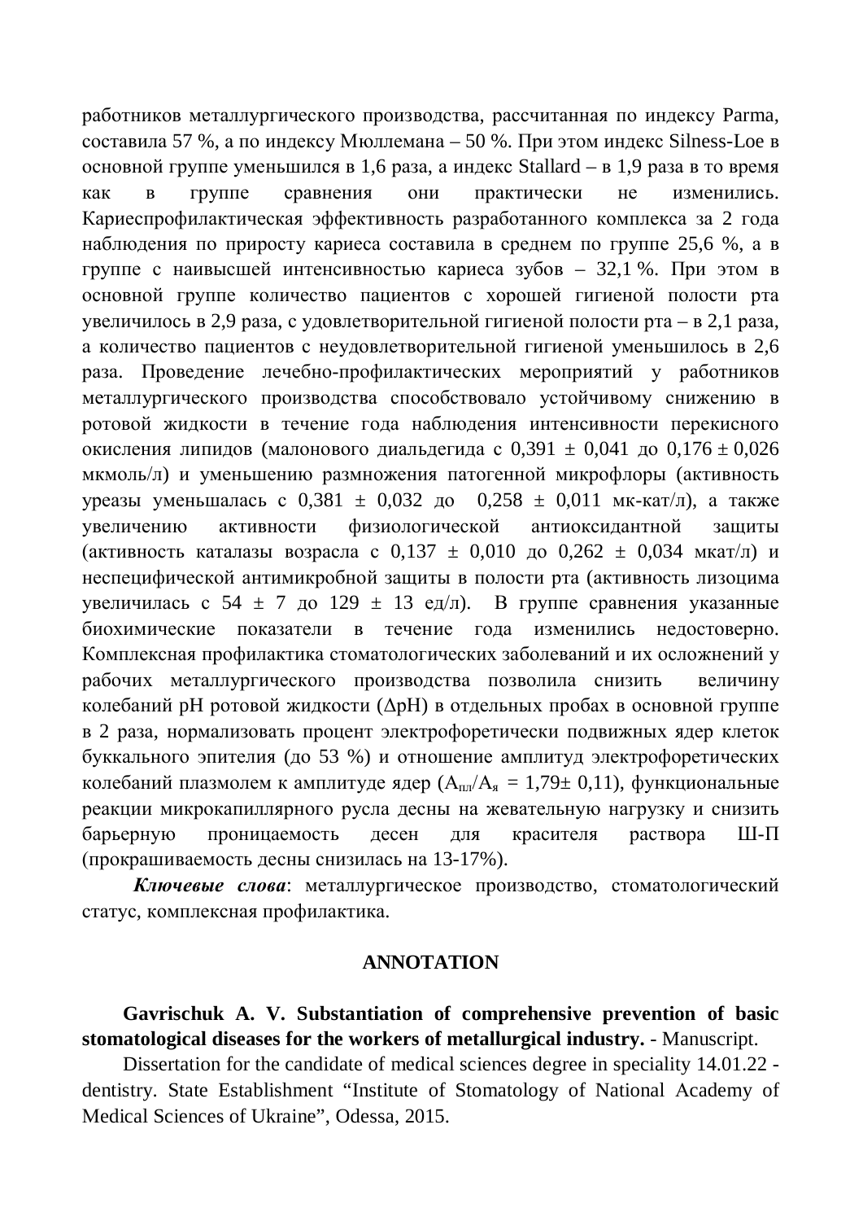работников металлургического производства, рассчитанная по индексу Parma, составила 57 %, а по индексу Мюллемана – 50 %. При этом индекс Silness-Loe в основной группе уменьшился в 1,6 раза, а индекс Stallard – в 1,9 раза в то время как в группе сравнения они практически не изменились. Кариеспрофилактическая эффективность разработанного комплекса за 2 года наблюдения по приросту кариеса составила в среднем по группе 25,6 %, а в группе с наивысшей интенсивностью кариеса зубов – 32,1 %. При этом в основной группе количество пациентов с хорошей гигиеной полости рта увеличилось в 2,9 раза, с удовлетворительной гигиеной полости рта – в 2,1 раза, а количество пациентов с неудовлетворительной гигиеной уменьшилось в 2,6 раза. Проведение лечебно-профилактических мероприятий у работников металлургического производства способствовало устойчивому снижению в ротовой жидкости в течение года наблюдения интенсивности перекисного окисления липидов (малонового диальдегида с 0,391 ± 0,041 до 0,176 ± 0,026 мкмоль/л) и уменьшению размножения патогенной микрофлоры (активность уреазы уменьшалась с 0,381 ± 0,032 до 0,258 ± 0,011 мк-кат/л), а также увеличению активности физиологической антиоксидантной защиты (активность каталазы возрасла с 0,137 ± 0,010 до 0,262 ± 0,034 мкат/л) и неспецифической антимикробной защиты в полости рта (активность лизоцима увеличилась с 54 ± 7 до 129 ± 13 ед/л). В группе сравнения указанные биохимические показатели в течение года изменились недостоверно. Комплексная профилактика стоматологических заболеваний и их осложнений у рабочих металлургического производства позволила снизить величину колебаний рН ротовой жидкости (ΔрН) в отдельных пробах в основной группе в 2 раза, нормализовать процент электрофоретически подвижных ядер клеток буккального эпителия (до 53 %) и отношение амплитуд электрофоретических колебаний плазмолем к амплитуде ядер ($А_{пл}/А_{я}$ = 1,79± 0,11), функциональные реакции микрокапиллярного русла десны на жевательную нагрузку и снизить барьерную проницаемость десен для красителя раствора Ш-П (прокрашиваемость десны снизилась на 13-17%).

***Ключевые слова***: металлургическое производство, стоматологический статус, комплексная профилактика.

**ANNOTATION**

**Gavrischuk A. V. Substantiation of comprehensive prevention of basic stomatological diseases for the workers of metallurgical industry.** - Manuscript.

Dissertation for the candidate of medical sciences degree in speciality 14.01.22 - dentistry. State Establishment “Institute of Stomatology of National Academy of Medical Sciences of Ukraine”, Odessa, 2015.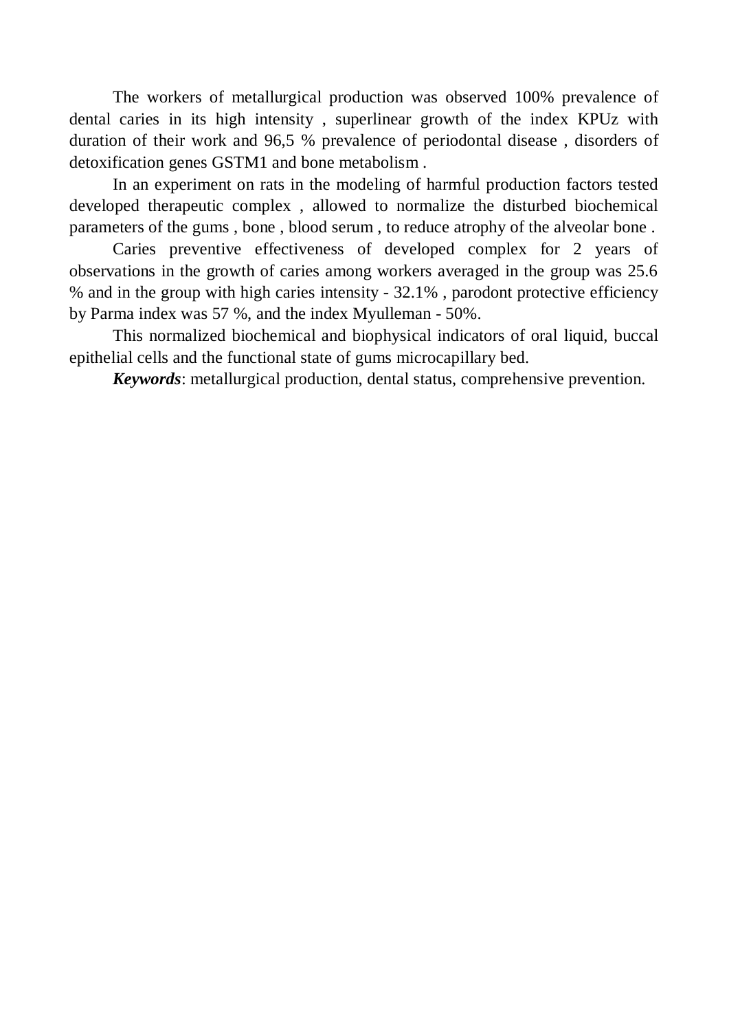The workers of metallurgical production was observed 100% prevalence of dental caries in its high intensity , superlinear growth of the index KPUz with duration of their work and 96,5 % prevalence of periodontal disease , disorders of detoxification genes GSTM1 and bone metabolism .

In an experiment on rats in the modeling of harmful production factors tested developed therapeutic complex , allowed to normalize the disturbed biochemical parameters of the gums , bone , blood serum , to reduce atrophy of the alveolar bone .

Caries preventive effectiveness of developed complex for 2 years of observations in the growth of caries among workers averaged in the group was 25.6 % and in the group with high caries intensity - 32.1% , parodont protective efficiency by Parma index was 57 %, and the index Myulleman - 50%.

This normalized biochemical and biophysical indicators of oral liquid, buccal epithelial cells and the functional state of gums microcapillary bed.

***Keywords***: metallurgical production, dental status, comprehensive prevention.